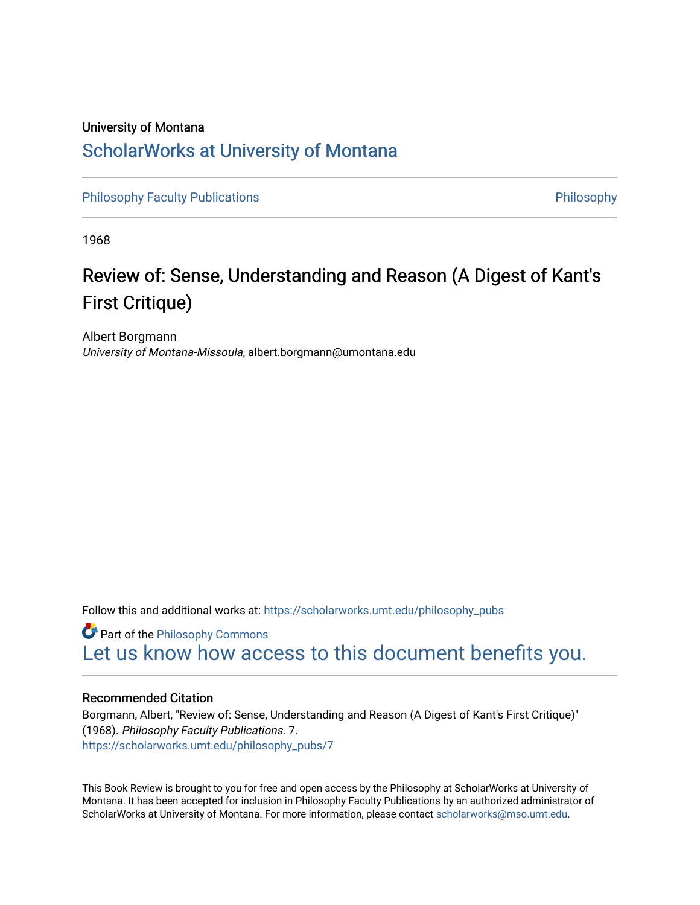University of Montana

# ScholarWorks at University of Montana

Philosophy Faculty Publications

Philosophy

1968

## Review of: Sense, Understanding and Reason (A Digest of Kant's First Critique)

Albert Borgmann
*University of Montana-Missoula*, albert.borgmann@umontana.edu

Follow this and additional works at: https://scholarworks.umt.edu/philosophy_pubs

Part of the Philosophy Commons

Let us know how access to this document benefits you.

### Recommended Citation

Borgmann, Albert, "Review of: Sense, Understanding and Reason (A Digest of Kant's First Critique)" (1968). *Philosophy Faculty Publications*. 7.
https://scholarworks.umt.edu/philosophy_pubs/7

This Book Review is brought to you for free and open access by the Philosophy at ScholarWorks at University of Montana. It has been accepted for inclusion in Philosophy Faculty Publications by an authorized administrator of ScholarWorks at University of Montana. For more information, please contact scholarworks@mso.umt.edu.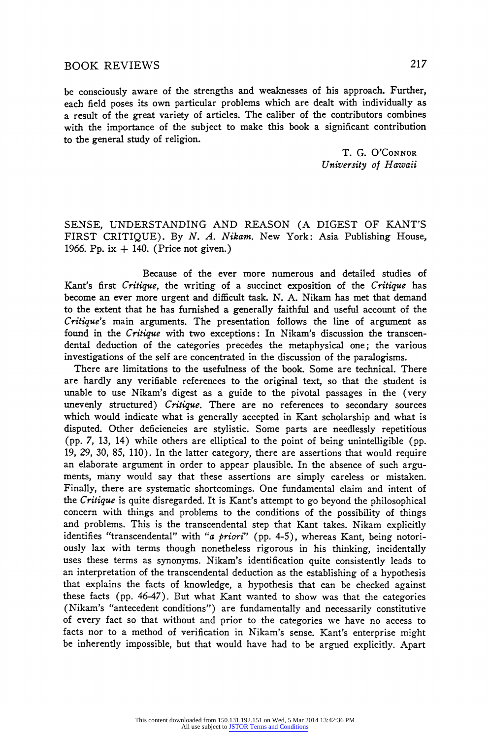be consciously aware of the strengths and weaknesses of his approach. Further, each field poses its own particular problems which are dealt with individually as a result of the great variety of articles. The caliber of the contributors combines with the importance of the subject to make this book a significant contribution to the general study of religion.

T. G. O'Connor
*University of Hawaii*

SENSE, UNDERSTANDING AND REASON (A DIGEST OF KANT'S FIRST CRITIQUE). By *N. A. Nikam*. New York: Asia Publishing House, 1966. Pp. ix + 140. (Price not given.)

Because of the ever more numerous and detailed studies of Kant's first *Critique*, the writing of a succinct exposition of the *Critique* has become an ever more urgent and difficult task. N. A. Nikam has met that demand to the extent that he has furnished a generally faithful and useful account of the *Critique*'s main arguments. The presentation follows the line of argument as found in the *Critique* with two exceptions: In Nikam's discussion the transcendental deduction of the categories precedes the metaphysical one; the various investigations of the self are concentrated in the discussion of the paralogisms.

There are limitations to the usefulness of the book. Some are technical. There are hardly any verifiable references to the original text, so that the student is unable to use Nikam's digest as a guide to the pivotal passages in the (very unevenly structured) *Critique*. There are no references to secondary sources which would indicate what is generally accepted in Kant scholarship and what is disputed. Other deficiencies are stylistic. Some parts are needlessly repetitious (pp. 7, 13, 14) while others are elliptical to the point of being unintelligible (pp. 19, 29, 30, 85, 110). In the latter category, there are assertions that would require an elaborate argument in order to appear plausible. In the absence of such arguments, many would say that these assertions are simply careless or mistaken. Finally, there are systematic shortcomings. One fundamental claim and intent of the *Critique* is quite disregarded. It is Kant's attempt to go beyond the philosophical concern with things and problems to the conditions of the possibility of things and problems. This is the transcendental step that Kant takes. Nikam explicitly identifies "transcendental" with "*a priori*" (pp. 4-5), whereas Kant, being notoriously lax with terms though nonetheless rigorous in his thinking, incidentally uses these terms as synonyms. Nikam's identification quite consistently leads to an interpretation of the transcendental deduction as the establishing of a hypothesis that explains the facts of knowledge, a hypothesis that can be checked against these facts (pp. 46-47). But what Kant wanted to show was that the categories (Nikam's "antecedent conditions") are fundamentally and necessarily constitutive of every fact so that without and prior to the categories we have no access to facts nor to a method of verification in Nikam's sense. Kant's enterprise might be inherently impossible, but that would have had to be argued explicitly. Apart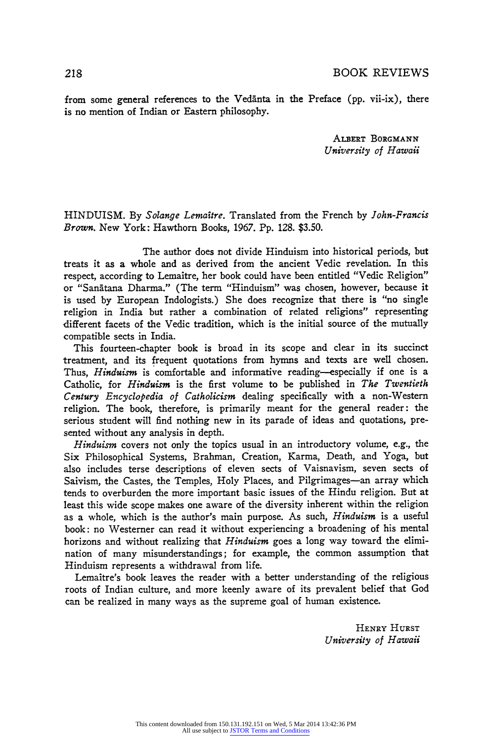from some general references to the Vedānta in the Preface (pp. vii-ix), there is no mention of Indian or Eastern philosophy.

ALBERT BORGMANN
*University of Hawaii*

HINDUISM. By *Solange Lemaître*. Translated from the French by *John-Francis Brown*. New York: Hawthorn Books, 1967. Pp. 128. $3.50.

The author does not divide Hinduism into historical periods, but treats it as a whole and as derived from the ancient Vedic revelation. In this respect, according to Lemaître, her book could have been entitled "Vedic Religion" or "Sanātana Dharma." (The term "Hinduism" was chosen, however, because it is used by European Indologists.) She does recognize that there is "no single religion in India but rather a combination of related religions" representing different facets of the Vedic tradition, which is the initial source of the mutually compatible sects in India.

This fourteen-chapter book is broad in its scope and clear in its succinct treatment, and its frequent quotations from hymns and texts are well chosen. Thus, *Hinduism* is comfortable and informative reading—especially if one is a Catholic, for *Hinduism* is the first volume to be published in *The Twentieth Century Encyclopedia of Catholicism* dealing specifically with a non-Western religion. The book, therefore, is primarily meant for the general reader: the serious student will find nothing new in its parade of ideas and quotations, presented without any analysis in depth.

*Hinduism* covers not only the topics usual in an introductory volume, e.g., the Six Philosophical Systems, Brahman, Creation, Karma, Death, and Yoga, but also includes terse descriptions of eleven sects of Vaisnavism, seven sects of Saivism, the Castes, the Temples, Holy Places, and Pilgrimages—an array which tends to overburden the more important basic issues of the Hindu religion. But at least this wide scope makes one aware of the diversity inherent within the religion as a whole, which is the author's main purpose. As such, *Hinduism* is a useful book: no Westerner can read it without experiencing a broadening of his mental horizons and without realizing that *Hinduism* goes a long way toward the elimination of many misunderstandings; for example, the common assumption that Hinduism represents a withdrawal from life.

Lemaître's book leaves the reader with a better understanding of the religious roots of Indian culture, and more keenly aware of its prevalent belief that God can be realized in many ways as the supreme goal of human existence.

HENRY HURST
*University of Hawaii*